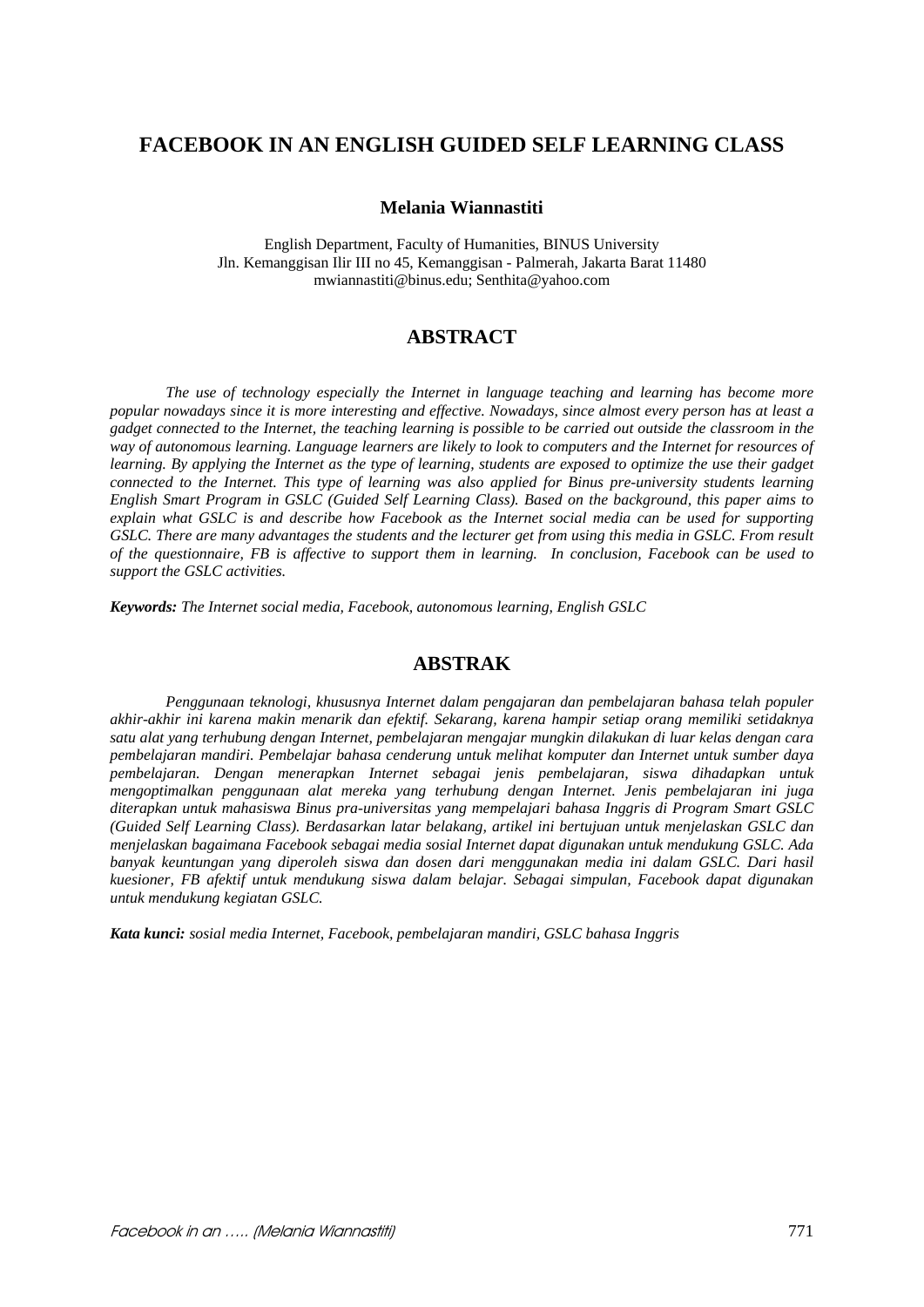# FACEBOOK IN AN ENGLISH GUIDED SELF LEARNING CLASS

**Melania Wiannastiti**

English Department, Faculty of Humanities, BINUS University
Jln. Kemanggisan Ilir III no 45, Kemanggisan - Palmerah, Jakarta Barat 11480
mwiannastiti@binus.edu; Senthita@yahoo.com

## ABSTRACT

*The use of technology especially the Internet in language teaching and learning has become more popular nowadays since it is more interesting and effective. Nowadays, since almost every person has at least a gadget connected to the Internet, the teaching learning is possible to be carried out outside the classroom in the way of autonomous learning. Language learners are likely to look to computers and the Internet for resources of learning. By applying the Internet as the type of learning, students are exposed to optimize the use their gadget connected to the Internet. This type of learning was also applied for Binus pre-university students learning English Smart Program in GSLC (Guided Self Learning Class). Based on the background, this paper aims to explain what GSLC is and describe how Facebook as the Internet social media can be used for supporting GSLC. There are many advantages the students and the lecturer get from using this media in GSLC. From result of the questionnaire, FB is affective to support them in learning. In conclusion, Facebook can be used to support the GSLC activities.*

***Keywords:*** *The Internet social media, Facebook, autonomous learning, English GSLC*

## ABSTRAK

*Penggunaan teknologi, khususnya Internet dalam pengajaran dan pembelajaran bahasa telah populer akhir-akhir ini karena makin menarik dan efektif. Sekarang, karena hampir setiap orang memiliki setidaknya satu alat yang terhubung dengan Internet, pembelajaran mengajar mungkin dilakukan di luar kelas dengan cara pembelajaran mandiri. Pembelajar bahasa cenderung untuk melihat komputer dan Internet untuk sumber daya pembelajaran. Dengan menerapkan Internet sebagai jenis pembelajaran, siswa dihadapkan untuk mengoptimalkan penggunaan alat mereka yang terhubung dengan Internet. Jenis pembelajaran ini juga diterapkan untuk mahasiswa Binus pra-universitas yang mempelajari bahasa Inggris di Program Smart GSLC (Guided Self Learning Class). Berdasarkan latar belakang, artikel ini bertujuan untuk menjelaskan GSLC dan menjelaskan bagaimana Facebook sebagai media sosial Internet dapat digunakan untuk mendukung GSLC. Ada banyak keuntungan yang diperoleh siswa dan dosen dari menggunakan media ini dalam GSLC. Dari hasil kuesioner, FB afektif untuk mendukung siswa dalam belajar. Sebagai simpulan, Facebook dapat digunakan untuk mendukung kegiatan GSLC.*

***Kata kunci:*** *sosial media Internet, Facebook, pembelajaran mandiri, GSLC bahasa Inggris*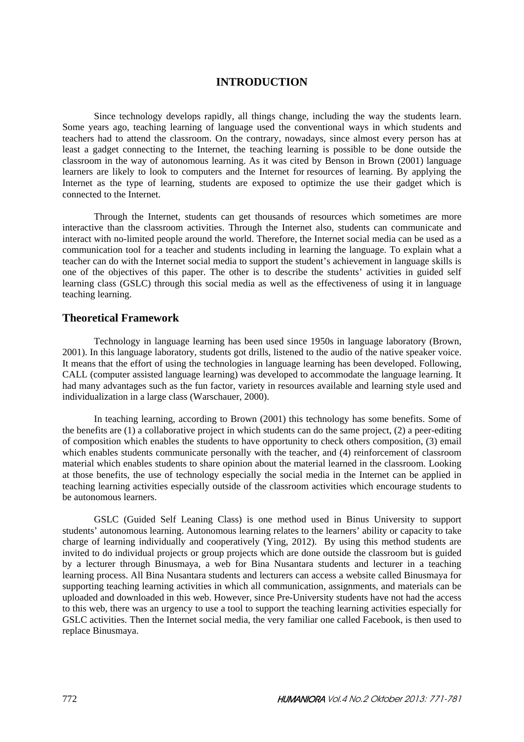# INTRODUCTION

Since technology develops rapidly, all things change, including the way the students learn. Some years ago, teaching learning of language used the conventional ways in which students and teachers had to attend the classroom. On the contrary, nowadays, since almost every person has at least a gadget connecting to the Internet, the teaching learning is possible to be done outside the classroom in the way of autonomous learning. As it was cited by Benson in Brown (2001) language learners are likely to look to computers and the Internet for resources of learning. By applying the Internet as the type of learning, students are exposed to optimize the use their gadget which is connected to the Internet.

Through the Internet, students can get thousands of resources which sometimes are more interactive than the classroom activities. Through the Internet also, students can communicate and interact with no-limited people around the world. Therefore, the Internet social media can be used as a communication tool for a teacher and students including in learning the language. To explain what a teacher can do with the Internet social media to support the student's achievement in language skills is one of the objectives of this paper. The other is to describe the students' activities in guided self learning class (GSLC) through this social media as well as the effectiveness of using it in language teaching learning.

## Theoretical Framework

Technology in language learning has been used since 1950s in language laboratory (Brown, 2001). In this language laboratory, students got drills, listened to the audio of the native speaker voice. It means that the effort of using the technologies in language learning has been developed. Following, CALL (computer assisted language learning) was developed to accommodate the language learning. It had many advantages such as the fun factor, variety in resources available and learning style used and individualization in a large class (Warschauer, 2000).

In teaching learning, according to Brown (2001) this technology has some benefits. Some of the benefits are (1) a collaborative project in which students can do the same project, (2) a peer-editing of composition which enables the students to have opportunity to check others composition, (3) email which enables students communicate personally with the teacher, and (4) reinforcement of classroom material which enables students to share opinion about the material learned in the classroom. Looking at those benefits, the use of technology especially the social media in the Internet can be applied in teaching learning activities especially outside of the classroom activities which encourage students to be autonomous learners.

GSLC (Guided Self Leaning Class) is one method used in Binus University to support students' autonomous learning. Autonomous learning relates to the learners' ability or capacity to take charge of learning individually and cooperatively (Ying, 2012). By using this method students are invited to do individual projects or group projects which are done outside the classroom but is guided by a lecturer through Binusmaya, a web for Bina Nusantara students and lecturer in a teaching learning process. All Bina Nusantara students and lecturers can access a website called Binusmaya for supporting teaching learning activities in which all communication, assignments, and materials can be uploaded and downloaded in this web. However, since Pre-University students have not had the access to this web, there was an urgency to use a tool to support the teaching learning activities especially for GSLC activities. Then the Internet social media, the very familiar one called Facebook, is then used to replace Binusmaya.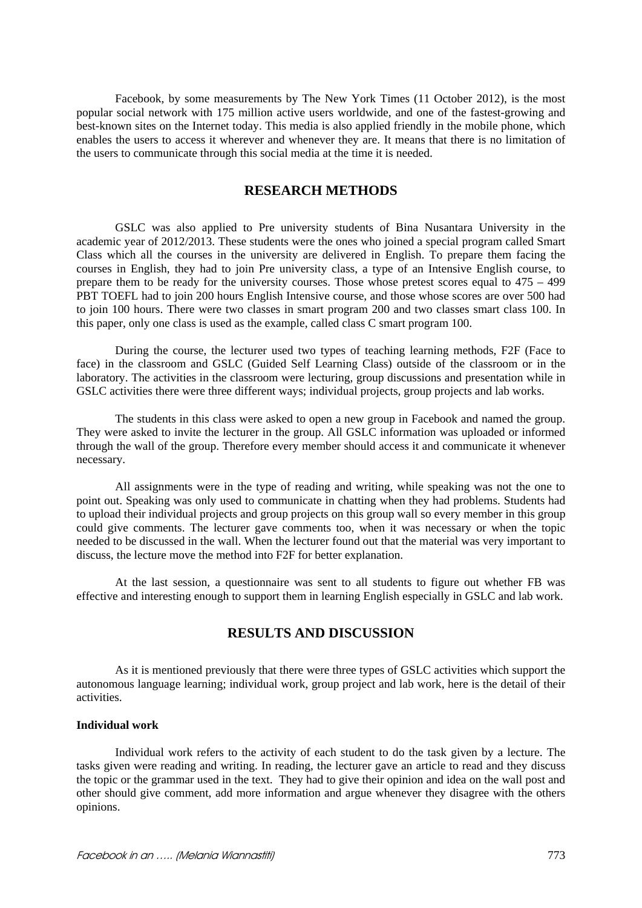Facebook, by some measurements by The New York Times (11 October 2012), is the most popular social network with 175 million active users worldwide, and one of the fastest-growing and best-known sites on the Internet today. This media is also applied friendly in the mobile phone, which enables the users to access it wherever and whenever they are. It means that there is no limitation of the users to communicate through this social media at the time it is needed.

## RESEARCH METHODS

GSLC was also applied to Pre university students of Bina Nusantara University in the academic year of 2012/2013. These students were the ones who joined a special program called Smart Class which all the courses in the university are delivered in English. To prepare them facing the courses in English, they had to join Pre university class, a type of an Intensive English course, to prepare them to be ready for the university courses. Those whose pretest scores equal to 475 – 499 PBT TOEFL had to join 200 hours English Intensive course, and those whose scores are over 500 had to join 100 hours. There were two classes in smart program 200 and two classes smart class 100. In this paper, only one class is used as the example, called class C smart program 100.

During the course, the lecturer used two types of teaching learning methods, F2F (Face to face) in the classroom and GSLC (Guided Self Learning Class) outside of the classroom or in the laboratory. The activities in the classroom were lecturing, group discussions and presentation while in GSLC activities there were three different ways; individual projects, group projects and lab works.

The students in this class were asked to open a new group in Facebook and named the group. They were asked to invite the lecturer in the group. All GSLC information was uploaded or informed through the wall of the group. Therefore every member should access it and communicate it whenever necessary.

All assignments were in the type of reading and writing, while speaking was not the one to point out. Speaking was only used to communicate in chatting when they had problems. Students had to upload their individual projects and group projects on this group wall so every member in this group could give comments. The lecturer gave comments too, when it was necessary or when the topic needed to be discussed in the wall. When the lecturer found out that the material was very important to discuss, the lecture move the method into F2F for better explanation.

At the last session, a questionnaire was sent to all students to figure out whether FB was effective and interesting enough to support them in learning English especially in GSLC and lab work.

## RESULTS AND DISCUSSION

As it is mentioned previously that there were three types of GSLC activities which support the autonomous language learning; individual work, group project and lab work, here is the detail of their activities.

### Individual work

Individual work refers to the activity of each student to do the task given by a lecture. The tasks given were reading and writing. In reading, the lecturer gave an article to read and they discuss the topic or the grammar used in the text. They had to give their opinion and idea on the wall post and other should give comment, add more information and argue whenever they disagree with the others opinions.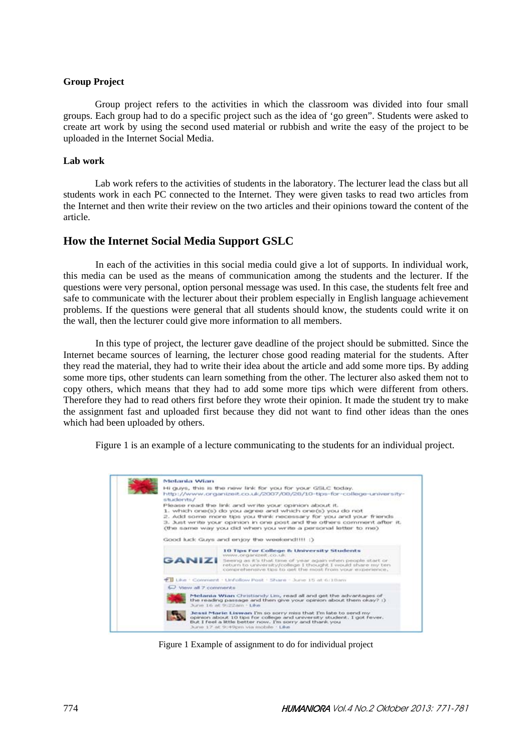**Group Project**

Group project refers to the activities in which the classroom was divided into four small groups. Each group had to do a specific project such as the idea of 'go green". Students were asked to create art work by using the second used material or rubbish and write the easy of the project to be uploaded in the Internet Social Media.

**Lab work**

Lab work refers to the activities of students in the laboratory. The lecturer lead the class but all students work in each PC connected to the Internet. They were given tasks to read two articles from the Internet and then write their review on the two articles and their opinions toward the content of the article.

## How the Internet Social Media Support GSLC

In each of the activities in this social media could give a lot of supports. In individual work, this media can be used as the means of communication among the students and the lecturer. If the questions were very personal, option personal message was used. In this case, the students felt free and safe to communicate with the lecturer about their problem especially in English language achievement problems. If the questions were general that all students should know, the students could write it on the wall, then the lecturer could give more information to all members.

In this type of project, the lecturer gave deadline of the project should be submitted. Since the Internet became sources of learning, the lecturer chose good reading material for the students. After they read the material, they had to write their idea about the article and add some more tips. By adding some more tips, other students can learn something from the other. The lecturer also asked them not to copy others, which means that they had to add some more tips which were different from others. Therefore they had to read others first before they wrote their opinion. It made the student try to make the assignment fast and uploaded first because they did not want to find other ideas than the ones which had been uploaded by others.

Figure 1 is an example of a lecture communicating to the students for an individual project.

Figure 1 Example of assignment to do for individual project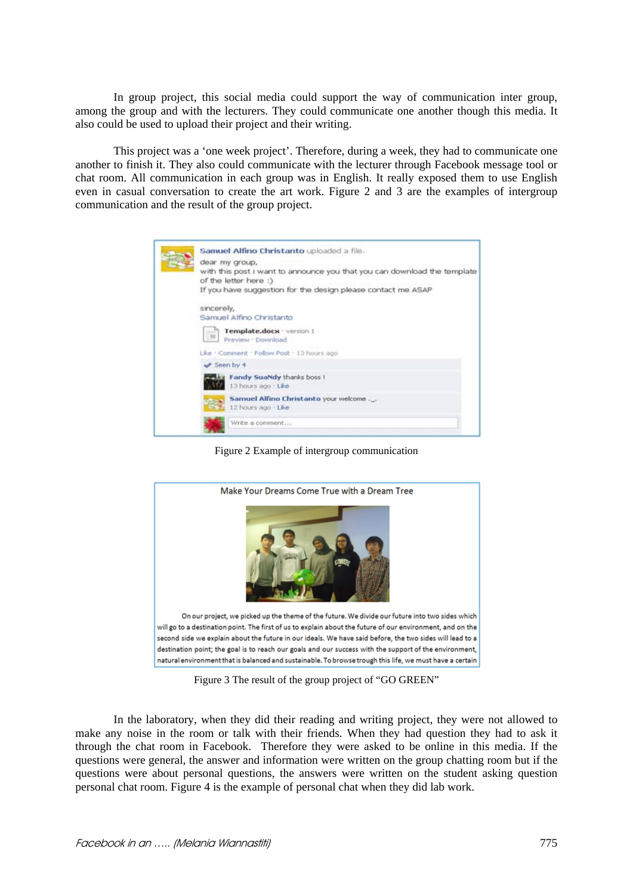In group project, this social media could support the way of communication inter group, among the group and with the lecturers. They could communicate one another though this media. It also could be used to upload their project and their writing.

This project was a 'one week project'. Therefore, during a week, they had to communicate one another to finish it. They also could communicate with the lecturer through Facebook message tool or chat room. All communication in each group was in English. It really exposed them to use English even in casual conversation to create the art work. Figure 2 and 3 are the examples of intergroup communication and the result of the group project.

**Samuel Alfino Christanto** uploaded a file.
dear my group,
with this post i want to announce you that you can download the template of the letter here :)
If you have suggestion for the design please contact me ASAP

sincerely,
Samuel Alfino Christanto

**Template.docx** · version 1
Preview · Download

Like · Comment · Follow Post · 13 hours ago

Seen by 4

**Fandy SuaNdy** thanks boss !
13 hours ago · Like

**Samuel Alfino Christanto** your welcome ._.
12 hours ago · Like

Write a comment...

Figure 2 Example of intergroup communication

Make Your Dreams Come True with a Dream Tree

On our project, we picked up the theme of the future. We divide our future into two sides which will go to a destination point. The first of us to explain about the future of our environment, and on the second side we explain about the future in our ideals. We have said before, the two sides will lead to a destination point; the goal is to reach our goals and our success with the support of the environment, natural environment that is balanced and sustainable. To browse trough this life, we must have a certain

Figure 3 The result of the group project of "GO GREEN"

In the laboratory, when they did their reading and writing project, they were not allowed to make any noise in the room or talk with their friends. When they had question they had to ask it through the chat room in Facebook. Therefore they were asked to be online in this media. If the questions were general, the answer and information were written on the group chatting room but if the questions were about personal questions, the answers were written on the student asking question personal chat room. Figure 4 is the example of personal chat when they did lab work.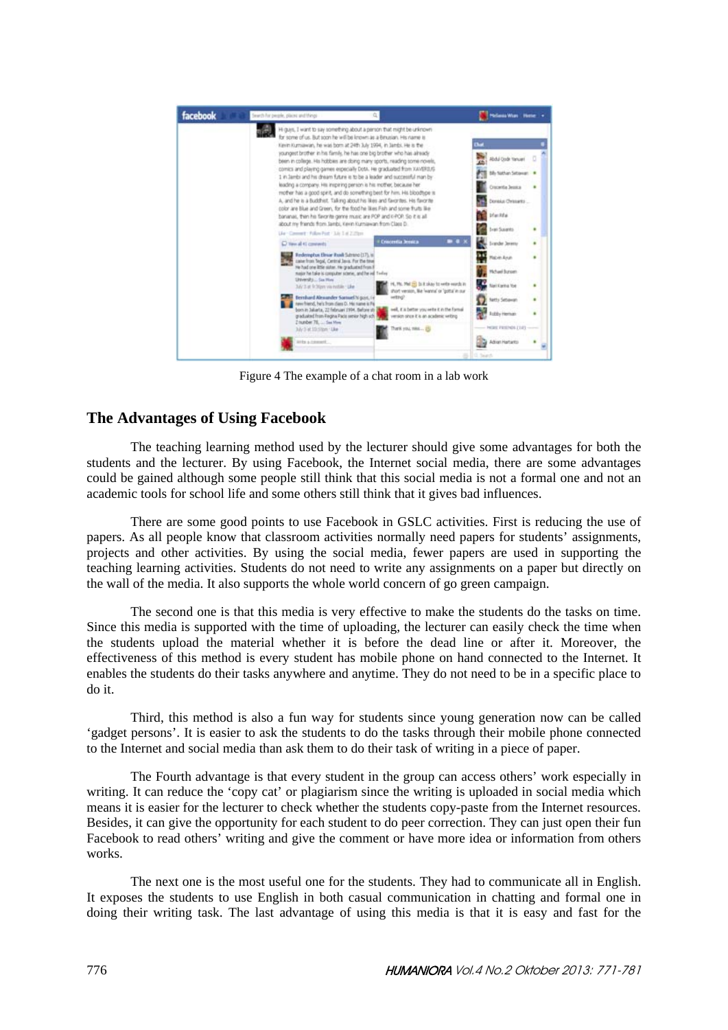Figure 4 The example of a chat room in a lab work

## The Advantages of Using Facebook

The teaching learning method used by the lecturer should give some advantages for both the students and the lecturer. By using Facebook, the Internet social media, there are some advantages could be gained although some people still think that this social media is not a formal one and not an academic tools for school life and some others still think that it gives bad influences.

There are some good points to use Facebook in GSLC activities. First is reducing the use of papers. As all people know that classroom activities normally need papers for students' assignments, projects and other activities. By using the social media, fewer papers are used in supporting the teaching learning activities. Students do not need to write any assignments on a paper but directly on the wall of the media. It also supports the whole world concern of go green campaign.

The second one is that this media is very effective to make the students do the tasks on time. Since this media is supported with the time of uploading, the lecturer can easily check the time when the students upload the material whether it is before the dead line or after it. Moreover, the effectiveness of this method is every student has mobile phone on hand connected to the Internet. It enables the students do their tasks anywhere and anytime. They do not need to be in a specific place to do it.

Third, this method is also a fun way for students since young generation now can be called 'gadget persons'. It is easier to ask the students to do the tasks through their mobile phone connected to the Internet and social media than ask them to do their task of writing in a piece of paper.

The Fourth advantage is that every student in the group can access others' work especially in writing. It can reduce the 'copy cat' or plagiarism since the writing is uploaded in social media which means it is easier for the lecturer to check whether the students copy-paste from the Internet resources. Besides, it can give the opportunity for each student to do peer correction. They can just open their fun Facebook to read others' writing and give the comment or have more idea or information from others works.

The next one is the most useful one for the students. They had to communicate all in English. It exposes the students to use English in both casual communication in chatting and formal one in doing their writing task. The last advantage of using this media is that it is easy and fast for the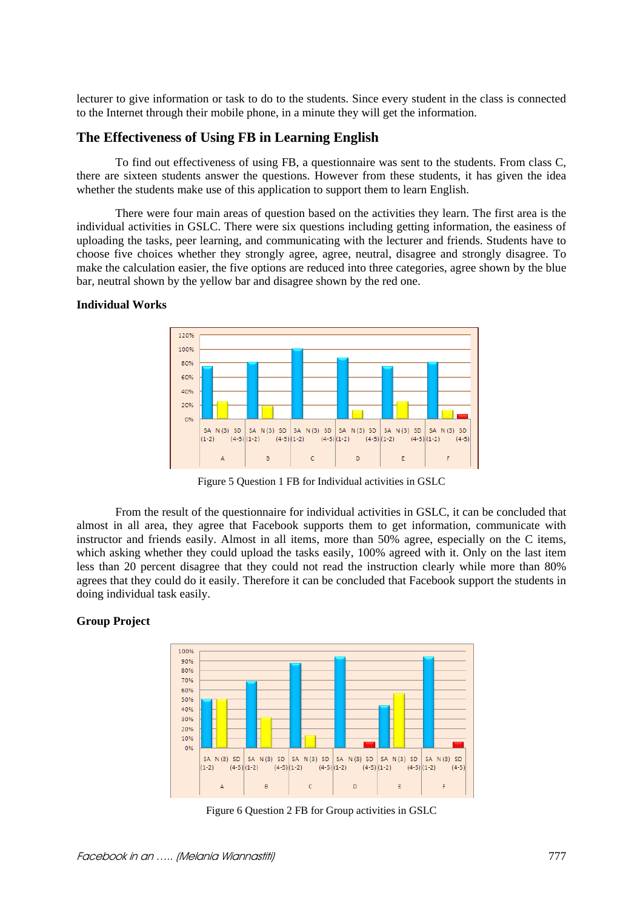lecturer to give information or task to do to the students. Since every student in the class is connected to the Internet through their mobile phone, in a minute they will get the information.

## The Effectiveness of Using FB in Learning English

To find out effectiveness of using FB, a questionnaire was sent to the students. From class C, there are sixteen students answer the questions. However from these students, it has given the idea whether the students make use of this application to support them to learn English.

There were four main areas of question based on the activities they learn. The first area is the individual activities in GSLC. There were six questions including getting information, the easiness of uploading the tasks, peer learning, and communicating with the lecturer and friends. Students have to choose five choices whether they strongly agree, agree, neutral, disagree and strongly disagree. To make the calculation easier, the five options are reduced into three categories, agree shown by the blue bar, neutral shown by the yellow bar and disagree shown by the red one.

**Individual Works**

Figure 5 Question 1 FB for Individual activities in GSLC

From the result of the questionnaire for individual activities in GSLC, it can be concluded that almost in all area, they agree that Facebook supports them to get information, communicate with instructor and friends easily. Almost in all items, more than 50% agree, especially on the C items, which asking whether they could upload the tasks easily, 100% agreed with it. Only on the last item less than 20 percent disagree that they could not read the instruction clearly while more than 80% agrees that they could do it easily. Therefore it can be concluded that Facebook support the students in doing individual task easily.

**Group Project**

Figure 6 Question 2 FB for Group activities in GSLC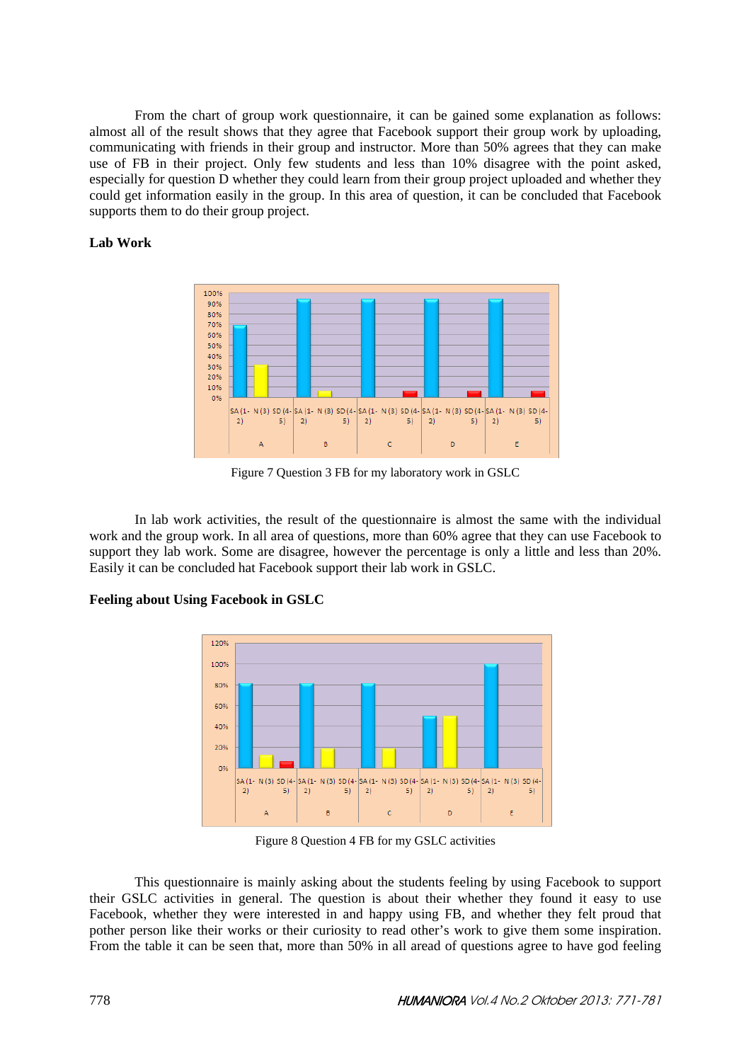From the chart of group work questionnaire, it can be gained some explanation as follows: almost all of the result shows that they agree that Facebook support their group work by uploading, communicating with friends in their group and instructor. More than 50% agrees that they can make use of FB in their project. Only few students and less than 10% disagree with the point asked, especially for question D whether they could learn from their group project uploaded and whether they could get information easily in the group. In this area of question, it can be concluded that Facebook supports them to do their group project.

**Lab Work**

Figure 7 Question 3 FB for my laboratory work in GSLC

In lab work activities, the result of the questionnaire is almost the same with the individual work and the group work. In all area of questions, more than 60% agree that they can use Facebook to support they lab work. Some are disagree, however the percentage is only a little and less than 20%. Easily it can be concluded hat Facebook support their lab work in GSLC.

**Feeling about Using Facebook in GSLC**

Figure 8 Question 4 FB for my GSLC activities

This questionnaire is mainly asking about the students feeling by using Facebook to support their GSLC activities in general. The question is about their whether they found it easy to use Facebook, whether they were interested in and happy using FB, and whether they felt proud that pother person like their works or their curiosity to read other's work to give them some inspiration. From the table it can be seen that, more than 50% in all aread of questions agree to have god feeling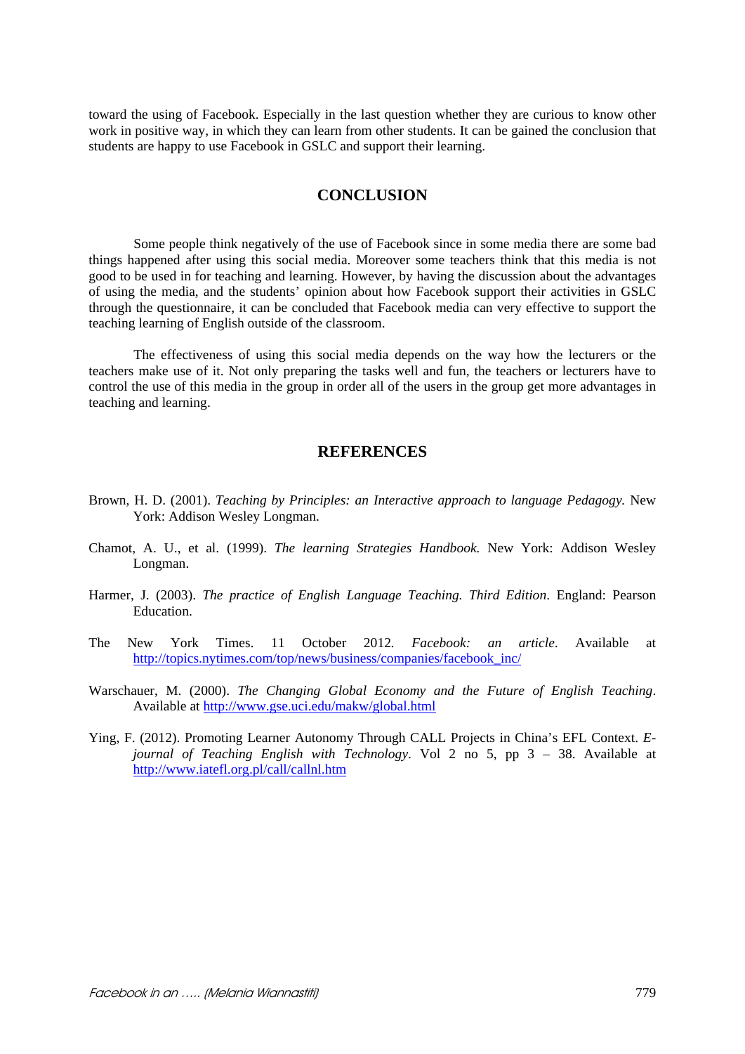toward the using of Facebook. Especially in the last question whether they are curious to know other work in positive way, in which they can learn from other students. It can be gained the conclusion that students are happy to use Facebook in GSLC and support their learning.

## CONCLUSION

Some people think negatively of the use of Facebook since in some media there are some bad things happened after using this social media. Moreover some teachers think that this media is not good to be used in for teaching and learning. However, by having the discussion about the advantages of using the media, and the students' opinion about how Facebook support their activities in GSLC through the questionnaire, it can be concluded that Facebook media can very effective to support the teaching learning of English outside of the classroom.

The effectiveness of using this social media depends on the way how the lecturers or the teachers make use of it. Not only preparing the tasks well and fun, the teachers or lecturers have to control the use of this media in the group in order all of the users in the group get more advantages in teaching and learning.

## REFERENCES

Brown, H. D. (2001). *Teaching by Principles: an Interactive approach to language Pedagogy.* New York: Addison Wesley Longman.

Chamot, A. U., et al. (1999). *The learning Strategies Handbook.* New York: Addison Wesley Longman.

Harmer, J. (2003). *The practice of English Language Teaching. Third Edition*. England: Pearson Education.

The New York Times. 11 October 2012. *Facebook: an article.* Available at http://topics.nytimes.com/top/news/business/companies/facebook_inc/

Warschauer, M. (2000). *The Changing Global Economy and the Future of English Teaching*. Available at http://www.gse.uci.edu/makw/global.html

Ying, F. (2012). Promoting Learner Autonomy Through CALL Projects in China's EFL Context. *E-journal of Teaching English with Technology*. Vol 2 no 5, pp 3 – 38. Available at http://www.iatefl.org.pl/call/callnl.htm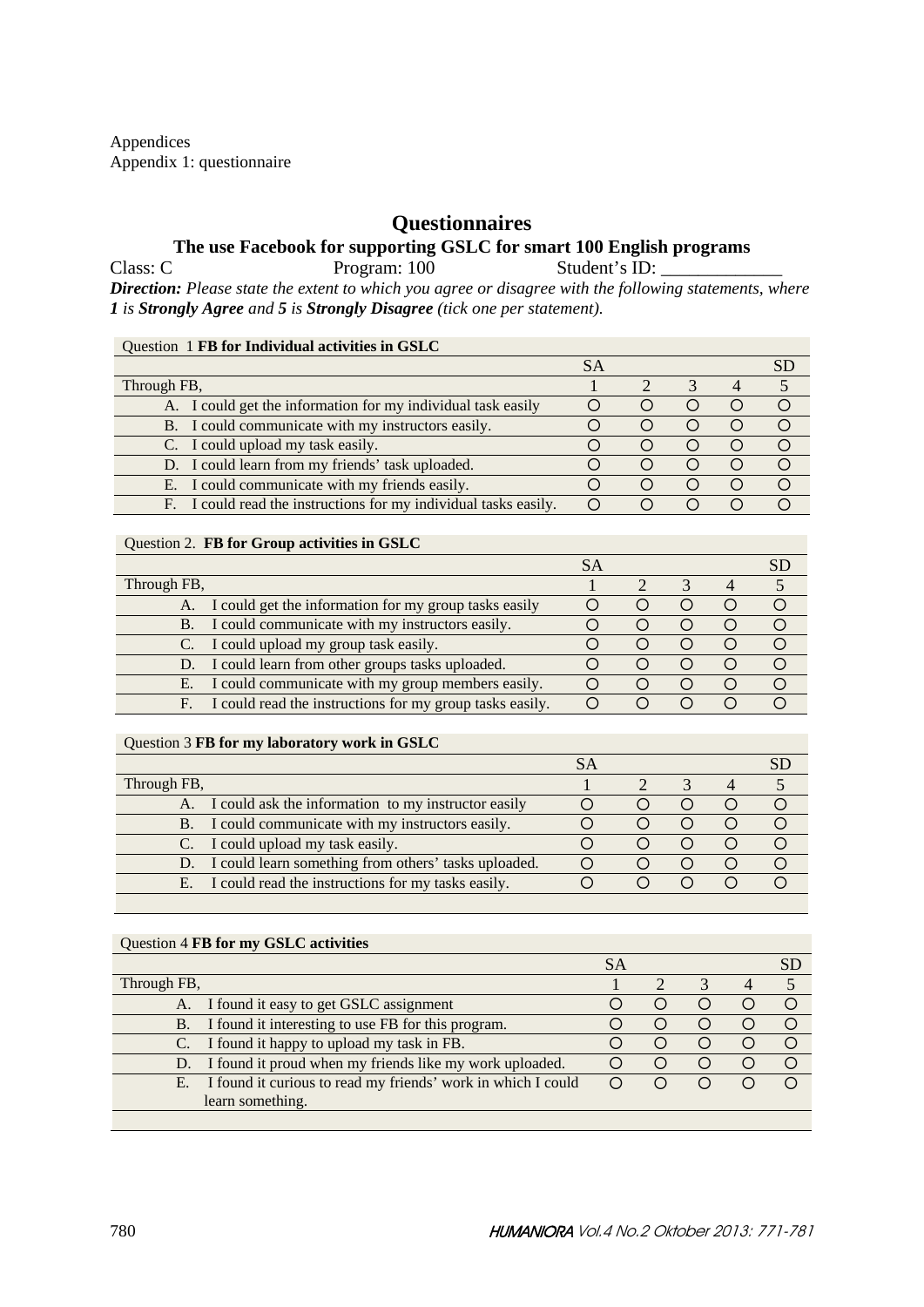Appendices

Appendix 1: questionnaire

# Questionnaires

## The use Facebook for supporting GSLC for smart 100 English programs

Class: C Program: 100 Student's ID: _____________

***Direction:*** *Please state the extent to which you agree or disagree with the following statements, where* ***1*** *is* ***Strongly Agree*** *and* ***5*** *is* ***Strongly Disagree*** *(tick one per statement).*

| Question 1 **FB for Individual activities in GSLC** | | | | | |
|---|---|---|---|---|---|
| | SA | | | | SD |
| Through FB, | 1 | 2 | 3 | 4 | 5 |
| A. I could get the information for my individual task easily | ○ | ○ | ○ | ○ | ○ |
| B. I could communicate with my instructors easily. | ○ | ○ | ○ | ○ | ○ |
| C. I could upload my task easily. | ○ | ○ | ○ | ○ | ○ |
| D. I could learn from my friends' task uploaded. | ○ | ○ | ○ | ○ | ○ |
| E. I could communicate with my friends easily. | ○ | ○ | ○ | ○ | ○ |
| F. I could read the instructions for my individual tasks easily. | ○ | ○ | ○ | ○ | ○ |

| Question 2. **FB for Group activities in GSLC** | | | | | |
|---|---|---|---|---|---|
| | SA | | | | SD |
| Through FB, | 1 | 2 | 3 | 4 | 5 |
| A. I could get the information for my group tasks easily | ○ | ○ | ○ | ○ | ○ |
| B. I could communicate with my instructors easily. | ○ | ○ | ○ | ○ | ○ |
| C. I could upload my group task easily. | ○ | ○ | ○ | ○ | ○ |
| D. I could learn from other groups tasks uploaded. | ○ | ○ | ○ | ○ | ○ |
| E. I could communicate with my group members easily. | ○ | ○ | ○ | ○ | ○ |
| F. I could read the instructions for my group tasks easily. | ○ | ○ | ○ | ○ | ○ |

| Question 3 **FB for my laboratory work in GSLC** | | | | | |
|---|---|---|---|---|---|
| | SA | | | | SD |
| Through FB, | 1 | 2 | 3 | 4 | 5 |
| A. I could ask the information to my instructor easily | ○ | ○ | ○ | ○ | ○ |
| B. I could communicate with my instructors easily. | ○ | ○ | ○ | ○ | ○ |
| C. I could upload my task easily. | ○ | ○ | ○ | ○ | ○ |
| D. I could learn something from others' tasks uploaded. | ○ | ○ | ○ | ○ | ○ |
| E. I could read the instructions for my tasks easily. | ○ | ○ | ○ | ○ | ○ |

| Question 4 **FB for my GSLC activities** | | | | | |
|---|---|---|---|---|---|
| | SA | | | | SD |
| Through FB, | 1 | 2 | 3 | 4 | 5 |
| A. I found it easy to get GSLC assignment | ○ | ○ | ○ | ○ | ○ |
| B. I found it interesting to use FB for this program. | ○ | ○ | ○ | ○ | ○ |
| C. I found it happy to upload my task in FB. | ○ | ○ | ○ | ○ | ○ |
| D. I found it proud when my friends like my work uploaded. | ○ | ○ | ○ | ○ | ○ |
| E. I found it curious to read my friends' work in which I could learn something. | ○ | ○ | ○ | ○ | ○ |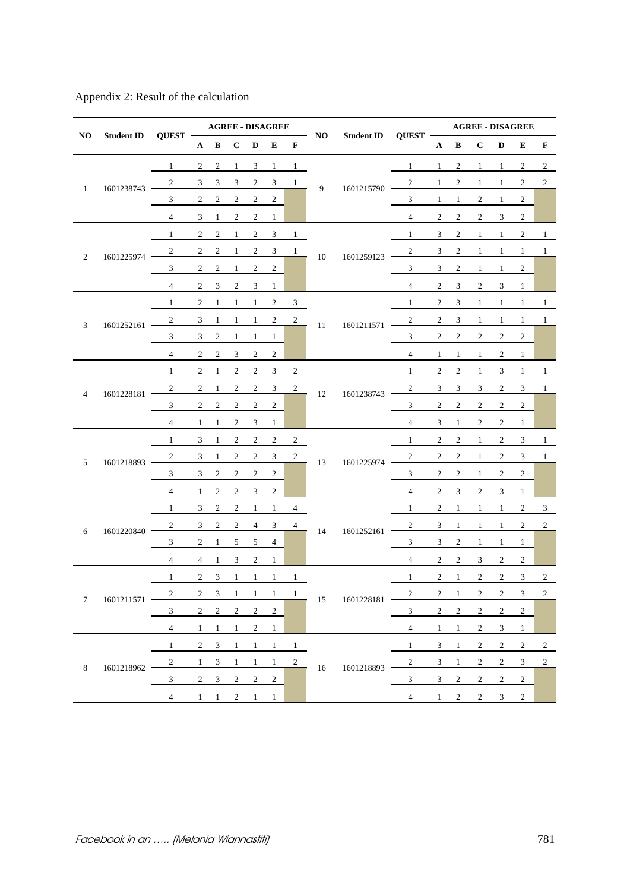Appendix 2: Result of the calculation

| NO | Student ID | QUEST | AGREE - DISAGREE | | | | | | NO | Student ID | QUEST | AGREE - DISAGREE | | | | | |
|---|---|---|---|---|---|---|---|---|---|---|---|---|---|---|---|---|---|
| | | | A | B | C | D | E | F | | | | A | B | C | D | E | F |
| 1 | 1601238743 | 1 | 2 | 2 | 1 | 3 | 1 | 1 | 9 | 1601215790 | 1 | 1 | 2 | 1 | 1 | 2 | 2 |
| | | 2 | 3 | 3 | 3 | 2 | 3 | 1 | | | 2 | 1 | 2 | 1 | 1 | 2 | 2 |
| | | 3 | 2 | 2 | 2 | 2 | 2 | | | | 3 | 1 | 1 | 2 | 1 | 2 | |
| | | 4 | 3 | 1 | 2 | 2 | 1 | | | | 4 | 2 | 2 | 2 | 3 | 2 | |
| 2 | 1601225974 | 1 | 2 | 2 | 1 | 2 | 3 | 1 | 10 | 1601259123 | 1 | 3 | 2 | 1 | 1 | 2 | 1 |
| | | 2 | 2 | 2 | 1 | 2 | 3 | 1 | | | 2 | 3 | 2 | 1 | 1 | 1 | 1 |
| | | 3 | 2 | 2 | 1 | 2 | 2 | | | | 3 | 3 | 2 | 1 | 1 | 2 | |
| | | 4 | 2 | 3 | 2 | 3 | 1 | | | | 4 | 2 | 3 | 2 | 3 | 1 | |
| 3 | 1601252161 | 1 | 2 | 1 | 1 | 1 | 2 | 3 | 11 | 1601211571 | 1 | 2 | 3 | 1 | 1 | 1 | 1 |
| | | 2 | 3 | 1 | 1 | 1 | 2 | 2 | | | 2 | 2 | 3 | 1 | 1 | 1 | 1 |
| | | 3 | 3 | 2 | 1 | 1 | 1 | | | | 3 | 2 | 2 | 2 | 2 | 2 | |
| | | 4 | 2 | 2 | 3 | 2 | 2 | | | | 4 | 1 | 1 | 1 | 2 | 1 | |
| 4 | 1601228181 | 1 | 2 | 1 | 2 | 2 | 3 | 2 | 12 | 1601238743 | 1 | 2 | 2 | 1 | 3 | 1 | 1 |
| | | 2 | 2 | 1 | 2 | 2 | 3 | 2 | | | 2 | 3 | 3 | 3 | 2 | 3 | 1 |
| | | 3 | 2 | 2 | 2 | 2 | 2 | | | | 3 | 2 | 2 | 2 | 2 | 2 | |
| | | 4 | 1 | 1 | 2 | 3 | 1 | | | | 4 | 3 | 1 | 2 | 2 | 1 | |
| 5 | 1601218893 | 1 | 3 | 1 | 2 | 2 | 2 | 2 | 13 | 1601225974 | 1 | 2 | 2 | 1 | 2 | 3 | 1 |
| | | 2 | 3 | 1 | 2 | 2 | 3 | 2 | | | 2 | 2 | 2 | 1 | 2 | 3 | 1 |
| | | 3 | 3 | 2 | 2 | 2 | 2 | | | | 3 | 2 | 2 | 1 | 2 | 2 | |
| | | 4 | 1 | 2 | 2 | 3 | 2 | | | | 4 | 2 | 3 | 2 | 3 | 1 | |
| 6 | 1601220840 | 1 | 3 | 2 | 2 | 1 | 1 | 4 | 14 | 1601252161 | 1 | 2 | 1 | 1 | 1 | 2 | 3 |
| | | 2 | 3 | 2 | 2 | 4 | 3 | 4 | | | 2 | 3 | 1 | 1 | 1 | 2 | 2 |
| | | 3 | 2 | 1 | 5 | 5 | 4 | | | | 3 | 3 | 2 | 1 | 1 | 1 | |
| | | 4 | 4 | 1 | 3 | 2 | 1 | | | | 4 | 2 | 2 | 3 | 2 | 2 | |
| 7 | 1601211571 | 1 | 2 | 3 | 1 | 1 | 1 | 1 | 15 | 1601228181 | 1 | 2 | 1 | 2 | 2 | 3 | 2 |
| | | 2 | 2 | 3 | 1 | 1 | 1 | 1 | | | 2 | 2 | 1 | 2 | 2 | 3 | 2 |
| | | 3 | 2 | 2 | 2 | 2 | 2 | | | | 3 | 2 | 2 | 2 | 2 | 2 | |
| | | 4 | 1 | 1 | 1 | 2 | 1 | | | | 4 | 1 | 1 | 2 | 3 | 1 | |
| 8 | 1601218962 | 1 | 2 | 3 | 1 | 1 | 1 | 1 | 16 | 1601218893 | 1 | 3 | 1 | 2 | 2 | 2 | 2 |
| | | 2 | 1 | 3 | 1 | 1 | 1 | 2 | | | 2 | 3 | 1 | 2 | 2 | 3 | 2 |
| | | 3 | 2 | 3 | 2 | 2 | 2 | | | | 3 | 3 | 2 | 2 | 2 | 2 | |
| | | 4 | 1 | 1 | 2 | 1 | 1 | | | | 4 | 1 | 2 | 2 | 3 | 2 | |